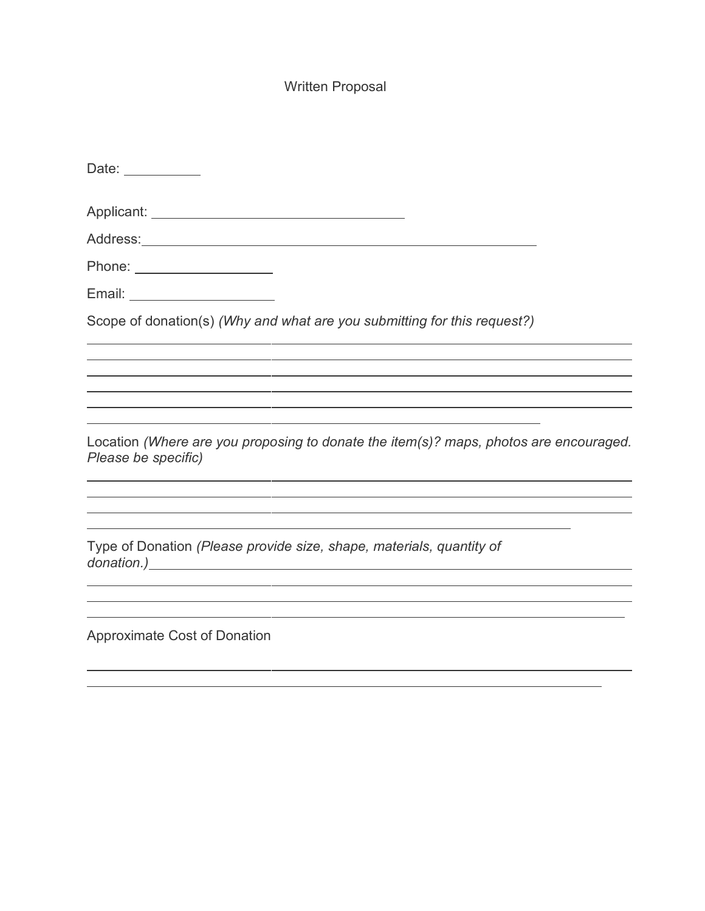# Written Proposal

Date: ________

Applicant: ______________________________

Address: ______________________________________________

Phone: ______________

Email: ______________

Scope of donation(s) *(Why and what are you submitting for this request?)*

______________________________________________________________________

______________________________________________________________________

______________________________________________________________________

______________________________________________________________________

______________________________________________________________________

_______________________________________________________

Location *(Where are you proposing to donate the item(s)? maps, photos are encouraged. Please be specific)*

______________________________________________________________________

______________________________________________________________________

______________________________________________________________________

_____________________________________________________________

Type of Donation *(Please provide size, shape, materials, quantity of donation.)* ________________________________________________

______________________________________________________________________

______________________________________________________________________

___________________________________________________________________

Approximate Cost of Donation

______________________________________________________________________

_________________________________________________________________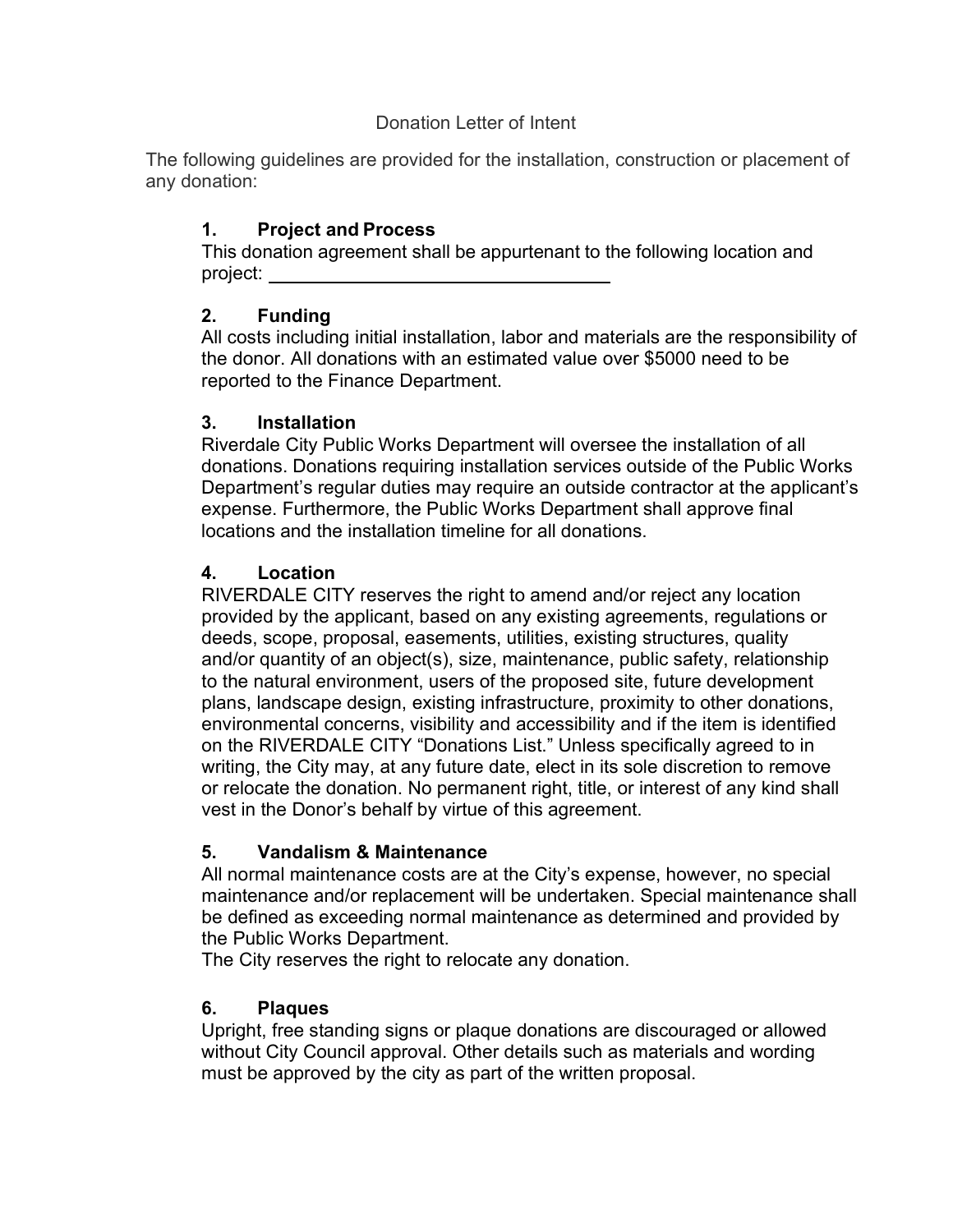Donation Letter of Intent

The following guidelines are provided for the installation, construction or placement of any donation:

### 1. Project and Process

This donation agreement shall be appurtenant to the following location and project: ____________________________________

### 2. Funding

All costs including initial installation, labor and materials are the responsibility of the donor. All donations with an estimated value over $5000 need to be reported to the Finance Department.

### 3. Installation

Riverdale City Public Works Department will oversee the installation of all donations. Donations requiring installation services outside of the Public Works Department's regular duties may require an outside contractor at the applicant's expense. Furthermore, the Public Works Department shall approve final locations and the installation timeline for all donations.

### 4. Location

RIVERDALE CITY reserves the right to amend and/or reject any location provided by the applicant, based on any existing agreements, regulations or deeds, scope, proposal, easements, utilities, existing structures, quality and/or quantity of an object(s), size, maintenance, public safety, relationship to the natural environment, users of the proposed site, future development plans, landscape design, existing infrastructure, proximity to other donations, environmental concerns, visibility and accessibility and if the item is identified on the RIVERDALE CITY "Donations List." Unless specifically agreed to in writing, the City may, at any future date, elect in its sole discretion to remove or relocate the donation. No permanent right, title, or interest of any kind shall vest in the Donor's behalf by virtue of this agreement.

### 5. Vandalism & Maintenance

All normal maintenance costs are at the City's expense, however, no special maintenance and/or replacement will be undertaken. Special maintenance shall be defined as exceeding normal maintenance as determined and provided by the Public Works Department.
The City reserves the right to relocate any donation.

### 6. Plaques

Upright, free standing signs or plaque donations are discouraged or allowed without City Council approval. Other details such as materials and wording must be approved by the city as part of the written proposal.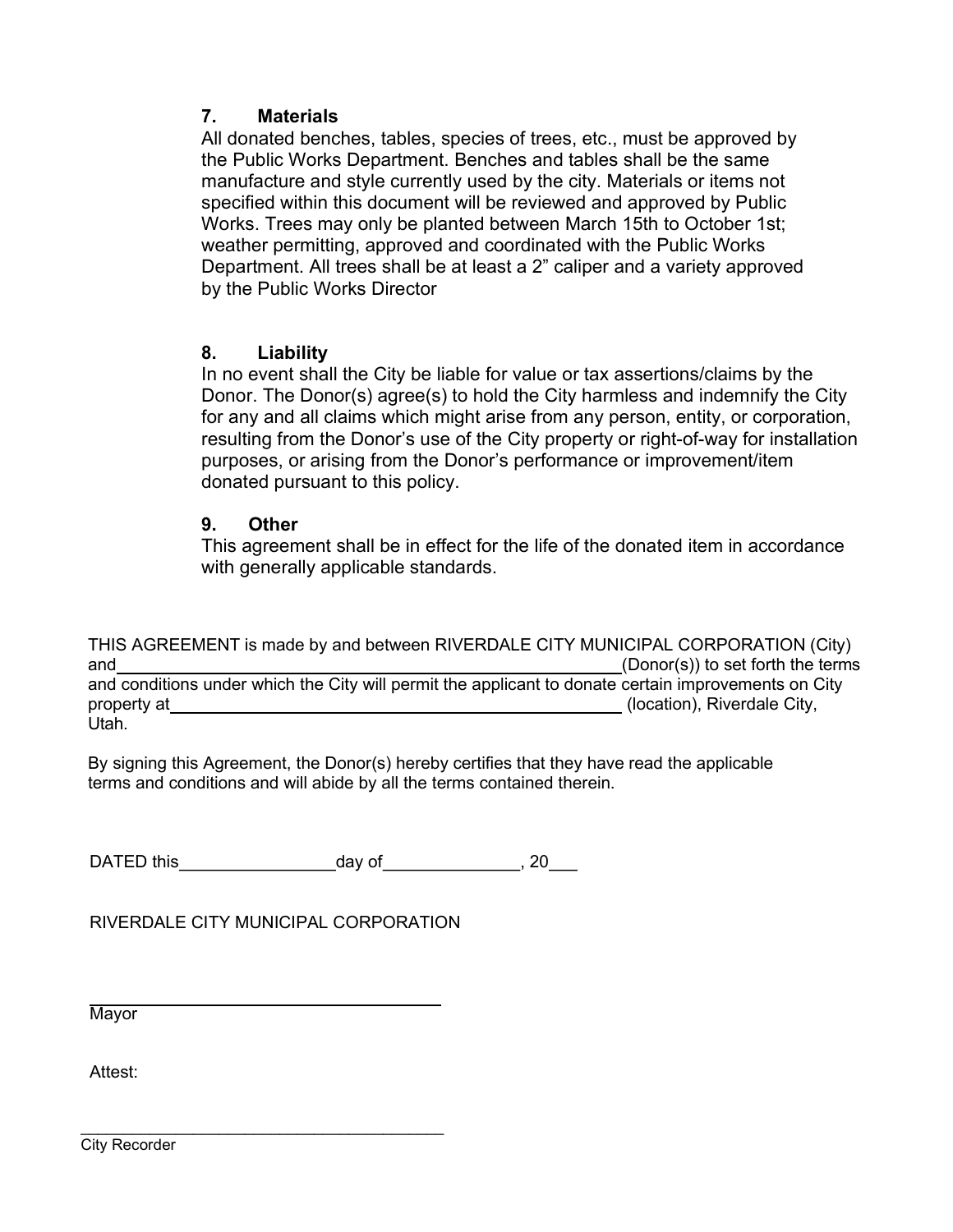### 7. Materials

All donated benches, tables, species of trees, etc., must be approved by the Public Works Department. Benches and tables shall be the same manufacture and style currently used by the city. Materials or items not specified within this document will be reviewed and approved by Public Works. Trees may only be planted between March 15th to October 1st; weather permitting, approved and coordinated with the Public Works Department. All trees shall be at least a 2” caliper and a variety approved by the Public Works Director

### 8. Liability

In no event shall the City be liable for value or tax assertions/claims by the Donor. The Donor(s) agree(s) to hold the City harmless and indemnify the City for any and all claims which might arise from any person, entity, or corporation, resulting from the Donor’s use of the City property or right-of-way for installation purposes, or arising from the Donor’s performance or improvement/item donated pursuant to this policy.

### 9. Other

This agreement shall be in effect for the life of the donated item in accordance with generally applicable standards.

THIS AGREEMENT is made by and between RIVERDALE CITY MUNICIPAL CORPORATION (City) and ______________________________________________ (Donor(s)) to set forth the terms and conditions under which the City will permit the applicant to donate certain improvements on City property at ______________________________________________ (location), Riverdale City, Utah.

By signing this Agreement, the Donor(s) hereby certifies that they have read the applicable terms and conditions and will abide by all the terms contained therein.

DATED this________________day of______________, 20___

RIVERDALE CITY MUNICIPAL CORPORATION

______________________________________

Mayor

Attest:

______________________________________

City Recorder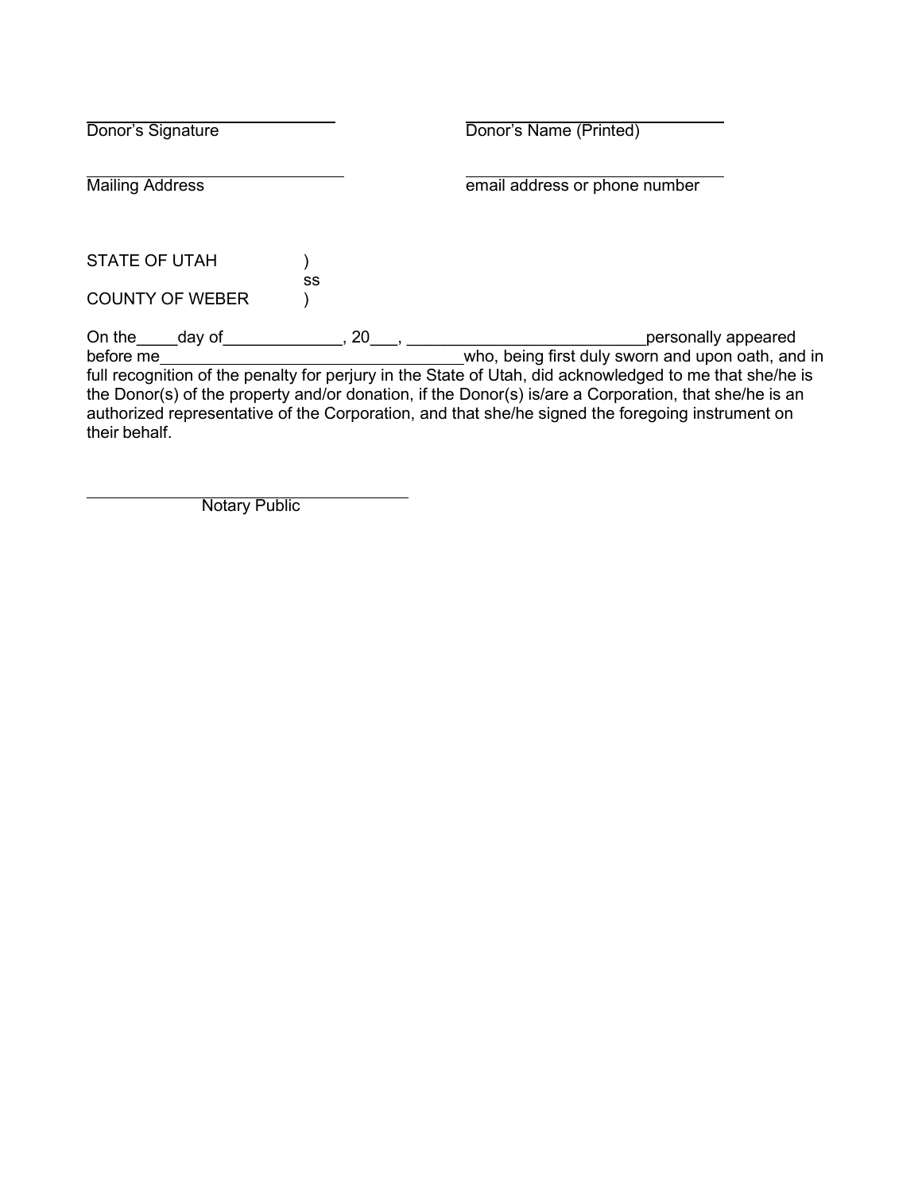| | |
|---|---|
| ______________________________ | ______________________________ |
| Donor's Signature | Donor's Name (Printed) |
| ______________________________ | ______________________________ |
| Mailing Address | email address or phone number |

STATE OF UTAH )
ss
COUNTY OF WEBER )

On the_____day of_____________, 20___, ___________________________personally appeared before me__________________________________who, being first duly sworn and upon oath, and in full recognition of the penalty for perjury in the State of Utah, did acknowledged to me that she/he is the Donor(s) of the property and/or donation, if the Donor(s) is/are a Corporation, that she/he is an authorized representative of the Corporation, and that she/he signed the foregoing instrument on their behalf.

____________________________________
Notary Public